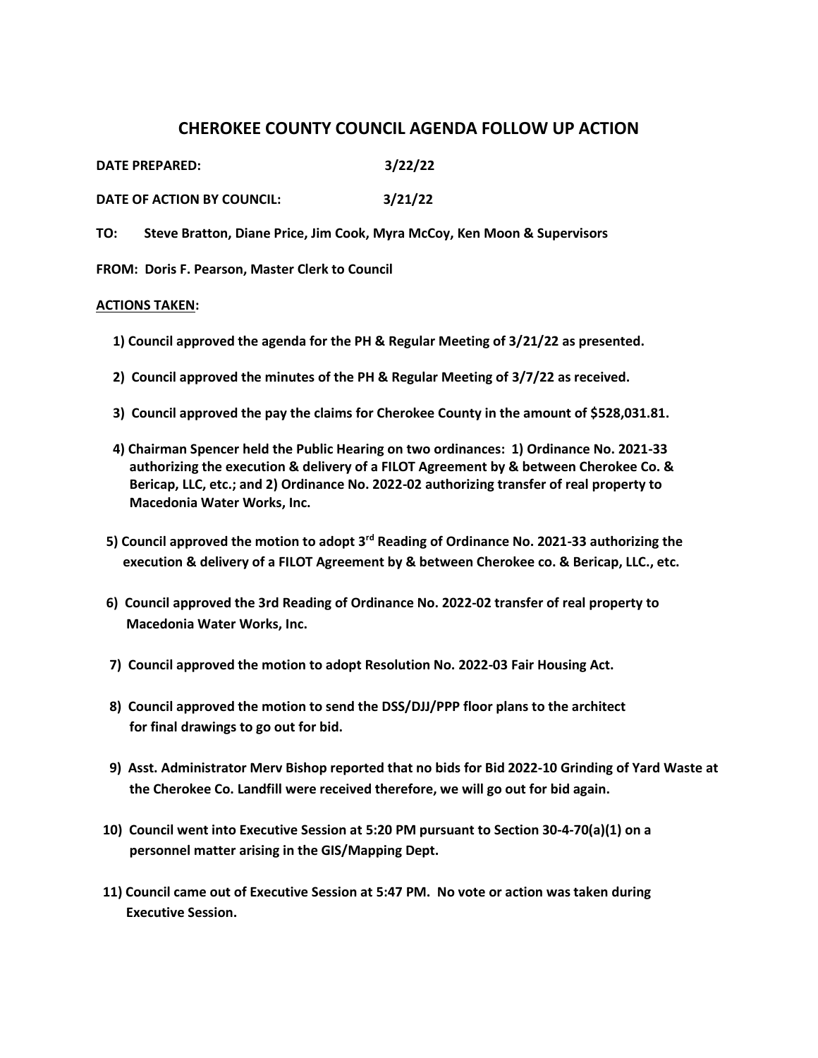# CHEROKEE COUNTY COUNCIL AGENDA FOLLOW UP ACTION

**DATE PREPARED:** 3/22/22

**DATE OF ACTION BY COUNCIL:** 3/21/22

**TO:** Steve Bratton, Diane Price, Jim Cook, Myra McCoy, Ken Moon & Supervisors

**FROM:** Doris F. Pearson, Master Clerk to Council

**ACTIONS TAKEN:**

1) Council approved the agenda for the PH & Regular Meeting of 3/21/22 as presented.

2) Council approved the minutes of the PH & Regular Meeting of 3/7/22 as received.

3) Council approved the pay the claims for Cherokee County in the amount of $528,031.81.

4) Chairman Spencer held the Public Hearing on two ordinances: 1) Ordinance No. 2021-33 authorizing the execution & delivery of a FILOT Agreement by & between Cherokee Co. & Bericap, LLC, etc.; and 2) Ordinance No. 2022-02 authorizing transfer of real property to Macedonia Water Works, Inc.

5) Council approved the motion to adopt 3rd Reading of Ordinance No. 2021-33 authorizing the execution & delivery of a FILOT Agreement by & between Cherokee co. & Bericap, LLC., etc.

6) Council approved the 3rd Reading of Ordinance No. 2022-02 transfer of real property to Macedonia Water Works, Inc.

7) Council approved the motion to adopt Resolution No. 2022-03 Fair Housing Act.

8) Council approved the motion to send the DSS/DJJ/PPP floor plans to the architect for final drawings to go out for bid.

9) Asst. Administrator Merv Bishop reported that no bids for Bid 2022-10 Grinding of Yard Waste at the Cherokee Co. Landfill were received therefore, we will go out for bid again.

10) Council went into Executive Session at 5:20 PM pursuant to Section 30-4-70(a)(1) on a personnel matter arising in the GIS/Mapping Dept.

11) Council came out of Executive Session at 5:47 PM. No vote or action was taken during Executive Session.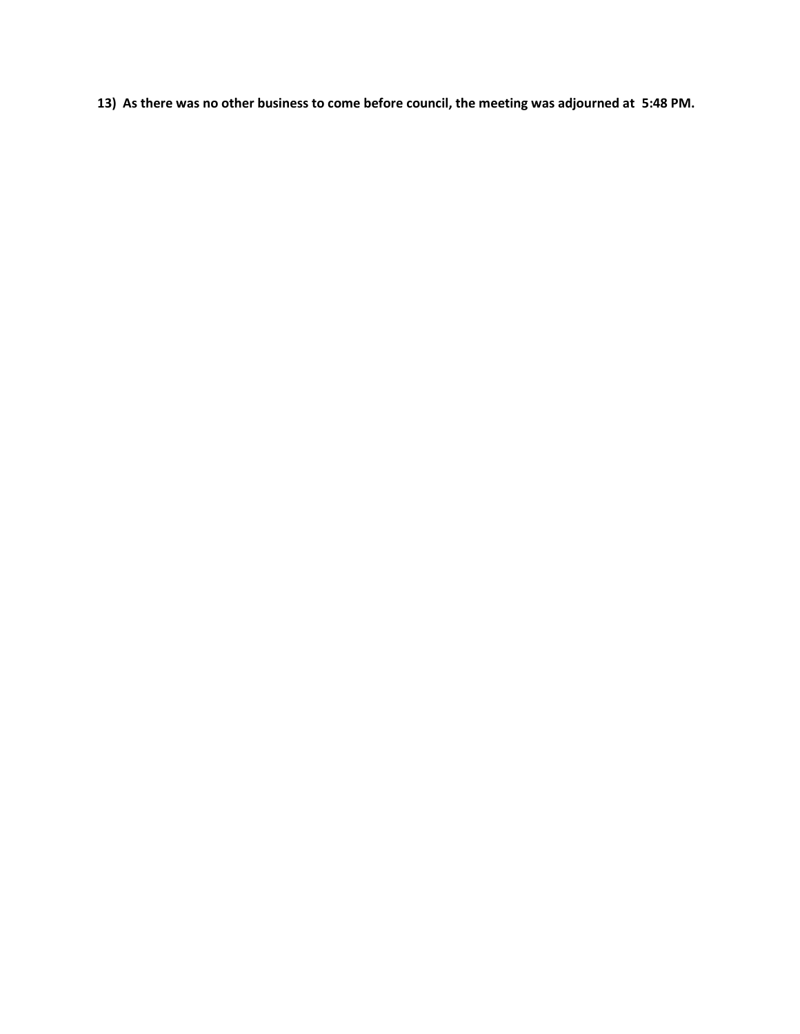**13) As there was no other business to come before council, the meeting was adjourned at 5:48 PM.**